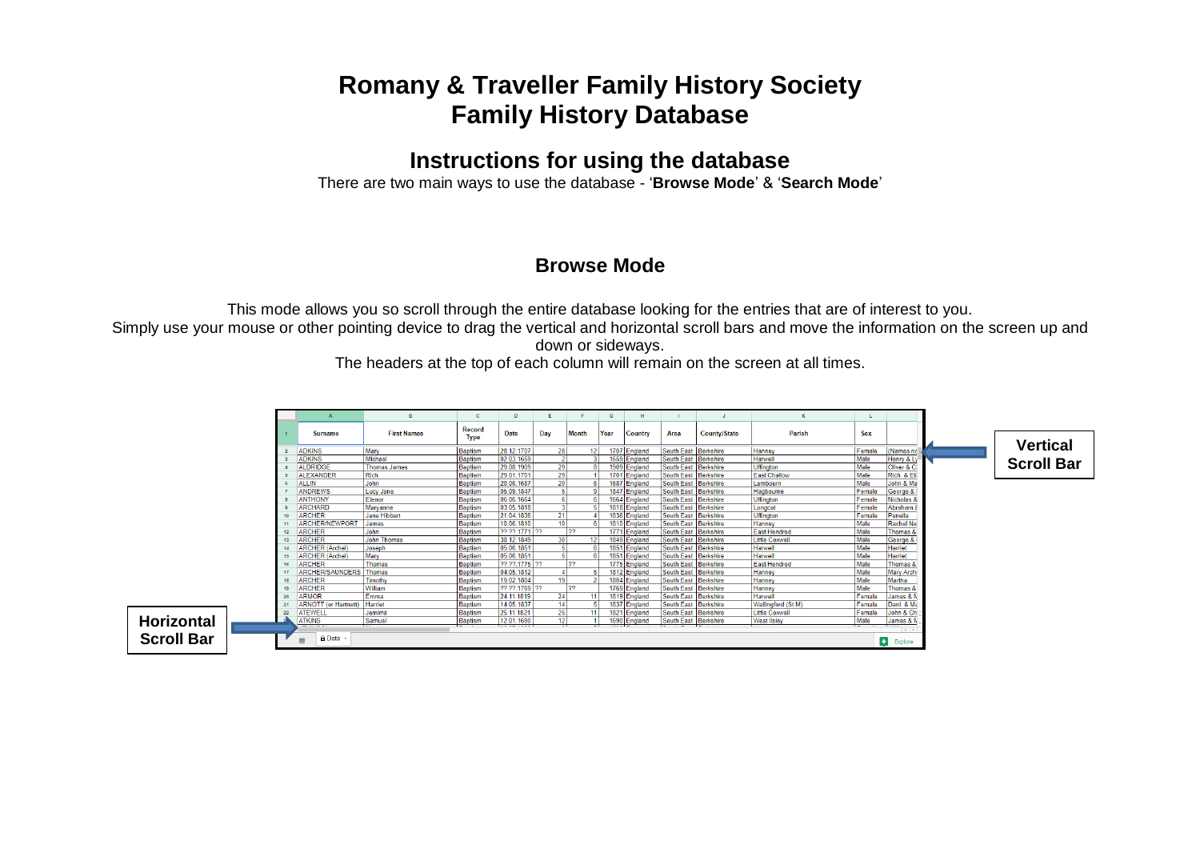# Romany & Traveller Family History Society
# Family History Database

## Instructions for using the database

There are two main ways to use the database - '**Browse Mode**' & '**Search Mode**'

### Browse Mode

This mode allows you so scroll through the entire database looking for the entries that are of interest to you.
Simply use your mouse or other pointing device to drag the vertical and horizontal scroll bars and move the information on the screen up and down or sideways.
The headers at the top of each column will remain on the screen at all times.

| Surname | First Names | Record Type | Date | Day | Month | Year | Country | Area | County/State | Parish | Sex | |
|---|---|---|---|---|---|---|---|---|---|---|---|---|
| ADKINS | Mary | Baptism | 28.12.1707 | 28 | 12 | 1707 | England | South East | Berkshire | Hanney | Female | (Names no |
| ADKINS | Michael | Baptism | 02.03.1659 | 2 | 3 | 1659 | England | South East | Berkshire | Harwell | Male | Henry & Ly |
| ALDRIDGE | Thomas James | Baptism | 29.08.1909 | 29 | 8 | 1909 | England | South East | Berkshire | Uffington | Male | Oliver & C |
| ALEXANDER | Rich | Baptism | 29.01.1701 | 29 | 1 | 1701 | England | South East | Berkshire | East Challow | Male | Rich. & Eli |
| ALLIN | John | Baptism | 20.06.1687 | 20 | 6 | 1687 | England | South East | Berkshire | Lambourn | Male | John & Ma |
| ANDREWS | Lucy Jane | Baptism | 05.09.1847 | 5 | 9 | 1847 | England | South East | Berkshire | Hagbourne | Female | George & |
| ANTHONY | Elenor | Baptism | 06.06.1664 | 6 | 6 | 1664 | England | South East | Berkshire | Uffington | Female | Nicholas & |
| ARCHARD | Maryanne | Baptism | 03.05.1818 | 3 | 5 | 1818 | England | South East | Berkshire | Longcot | Female | Abraham & |
| ARCHER | Jane Hibbert | Baptism | 21.04.1836 | 21 | 4 | 1836 | England | South East | Berkshire | Uffington | Female | Penella |
| ARCHER/NEWPORT | James | Baptism | 10.06.1810 | 10 | 6 | 1810 | England | South East | Berkshire | Hanney | Male | Rachel Ne |
| ARCHER | John | Baptism | ??.??.1771 | ?? | ?? | 1771 | England | South East | Berkshire | East Hendred | Male | Thomas & |
| ARCHER | John Thomas | Baptism | 30.12.1849 | 30 | 12 | 1849 | England | South East | Berkshire | Little Coxwell | Male | George & |
| ARCHER (Archel) | Joseph | Baptism | 05.06.1851 | 5 | 6 | 1851 | England | South East | Berkshire | Harwell | Male | Harriet |
| ARCHER (Archel) | Mary | Baptism | 05.06.1851 | 5 | 6 | 1851 | England | South East | Berkshire | Harwell | Female | Harriet |
| ARCHER | Thomas | Baptism | ??.??.1775 | ?? | ?? | 1775 | England | South East | Berkshire | East Hendred | Male | Thomas & |
| ARCHER/SAUNDERS | Thomas | Baptism | 04.05.1812 | 4 | 5 | 1812 | England | South East | Berkshire | Hanney | Male | Mary Arch |
| ARCHER | Timothy | Baptism | 19.02.1804 | 19 | 2 | 1804 | England | South East | Berkshire | Hanney | Male | Martha |
| ARCHER | William | Baptism | ??.??.1769 | ?? | ?? | 1769 | England | South East | Berkshire | Hanney | Male | Thomas & |
| ARMOR | Emma | Baptism | 24.11.1819 | 24 | 11 | 1819 | England | South East | Berkshire | Harwell | Female | James & M |
| ARNOTT (or Hartnott) | Harriet | Baptism | 14.05.1837 | 14 | 5 | 1837 | England | South East | Berkshire | Wallingford (St M) | Female | Danl. & Ma |
| ATEWELL | Jemima | Baptism | 25.11.1821 | 25 | 11 | 1821 | England | South East | Berkshire | Little Coxwell | Female | John & Ch |
| ATKINS | Samuel | Baptism | 12.01.1690 | 12 | 1 | 1690 | England | South East | Berkshire | West Ilsley | Male | James & M |

**Vertical Scroll Bar**

**Horizontal Scroll Bar**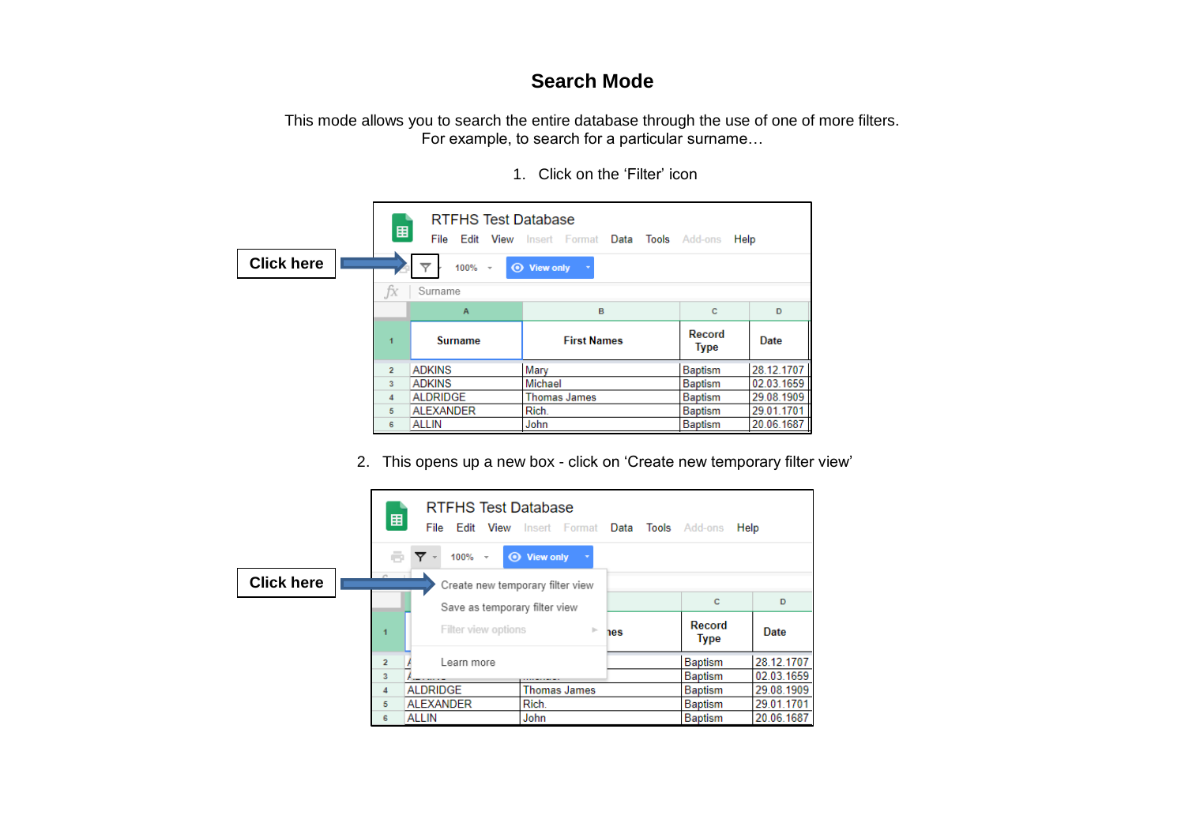# Search Mode

This mode allows you to search the entire database through the use of one of more filters.
For example, to search for a particular surname…

1. Click on the 'Filter' icon

Click here

RTFHS Test Database

File Edit View Insert Format Data Tools Add-ons Help

100% View only

Surname

| | A | B | C | D |
|---|---|---|---|---|
| 1 | Surname | First Names | Record Type | Date |
| 2 | ADKINS | Mary | Baptism | 28.12.1707 |
| 3 | ADKINS | Michael | Baptism | 02.03.1659 |
| 4 | ALDRIDGE | Thomas James | Baptism | 29.08.1909 |
| 5 | ALEXANDER | Rich. | Baptism | 29.01.1701 |
| 6 | ALLIN | John | Baptism | 20.06.1687 |

2. This opens up a new box - click on 'Create new temporary filter view'

Click here

RTFHS Test Database

File Edit View Insert Format Data Tools Add-ons Help

100% View only

Create new temporary filter view
Save as temporary filter view
Filter view options
Learn more

| | A | B | C | D |
|---|---|---|---|---|
| 1 | | …es | Record Type | Date |
| 2 | | | Baptism | 28.12.1707 |
| 3 | | | Baptism | 02.03.1659 |
| 4 | ALDRIDGE | Thomas James | Baptism | 29.08.1909 |
| 5 | ALEXANDER | Rich. | Baptism | 29.01.1701 |
| 6 | ALLIN | John | Baptism | 20.06.1687 |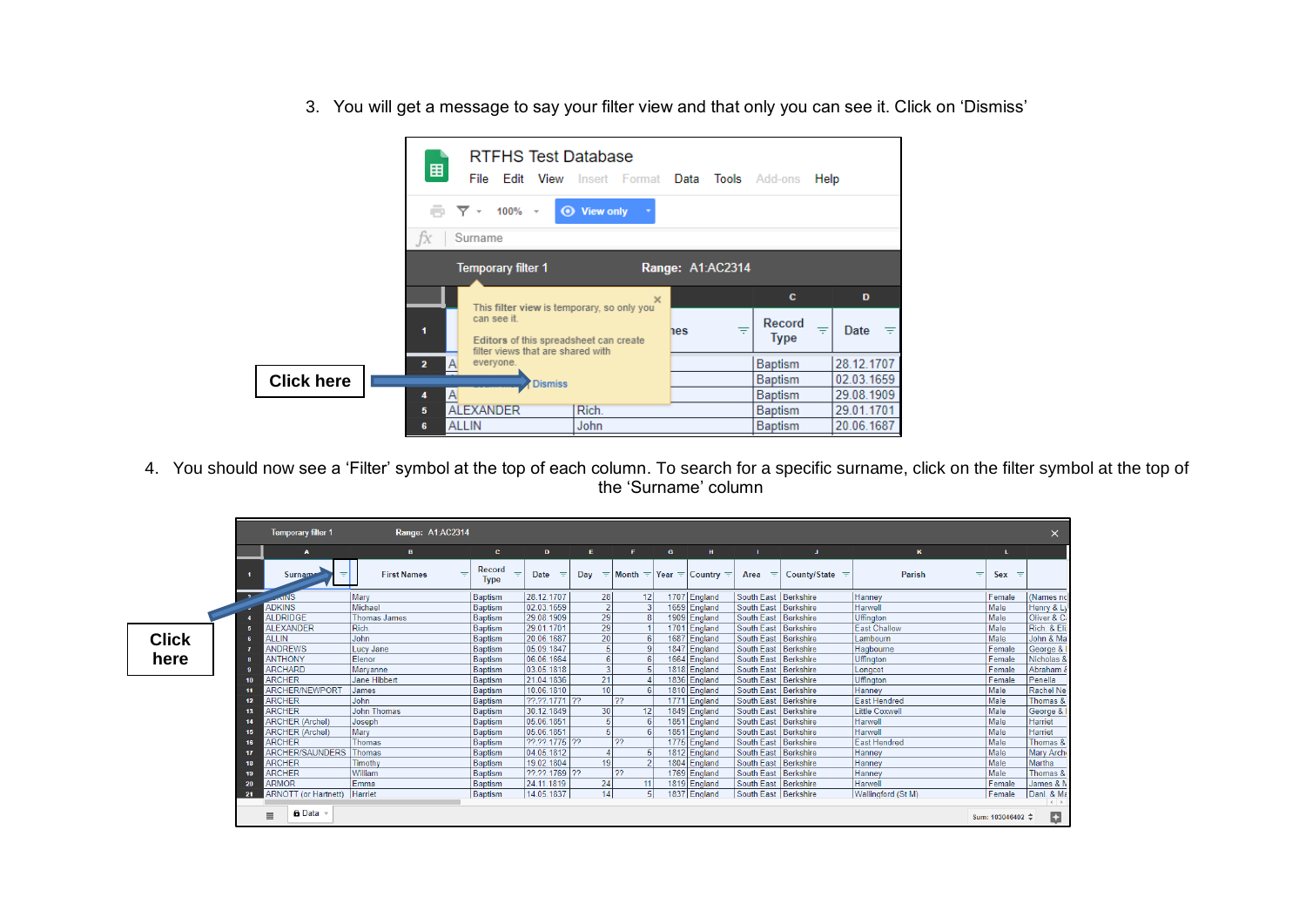3. You will get a message to say your filter view and that only you can see it. Click on 'Dismiss'

Click here

4. You should now see a 'Filter' symbol at the top of each column. To search for a specific surname, click on the filter symbol at the top of the 'Surname' column

Click here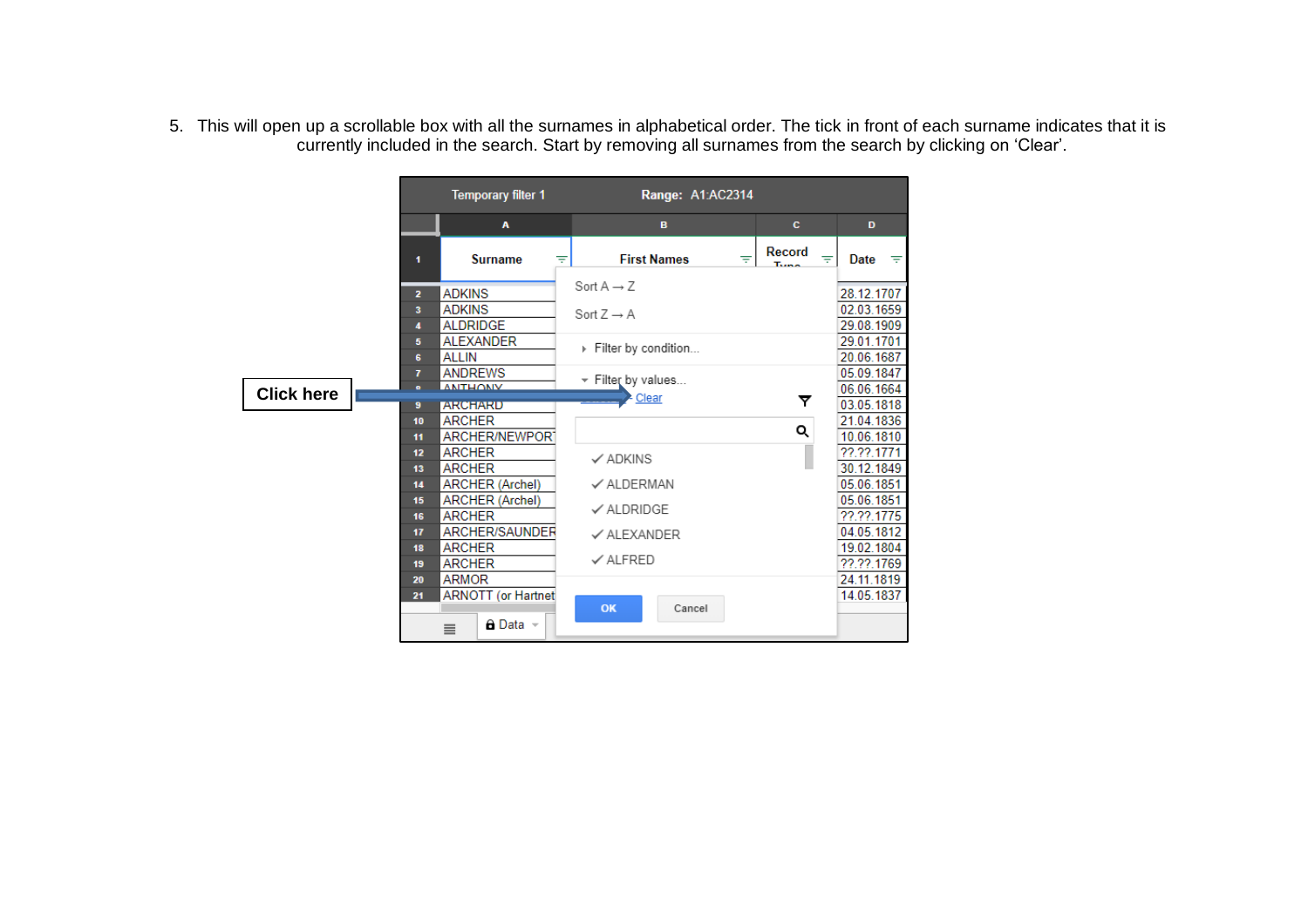5. This will open up a scrollable box with all the surnames in alphabetical order. The tick in front of each surname indicates that it is currently included in the search. Start by removing all surnames from the search by clicking on 'Clear'.

Click here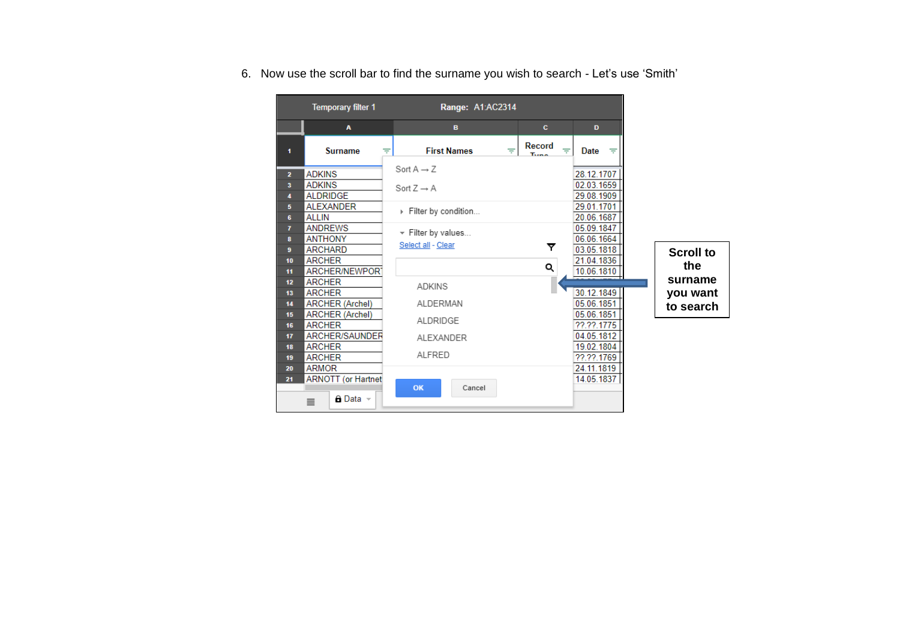6. Now use the scroll bar to find the surname you wish to search - Let's use 'Smith'

Scroll to the surname you want to search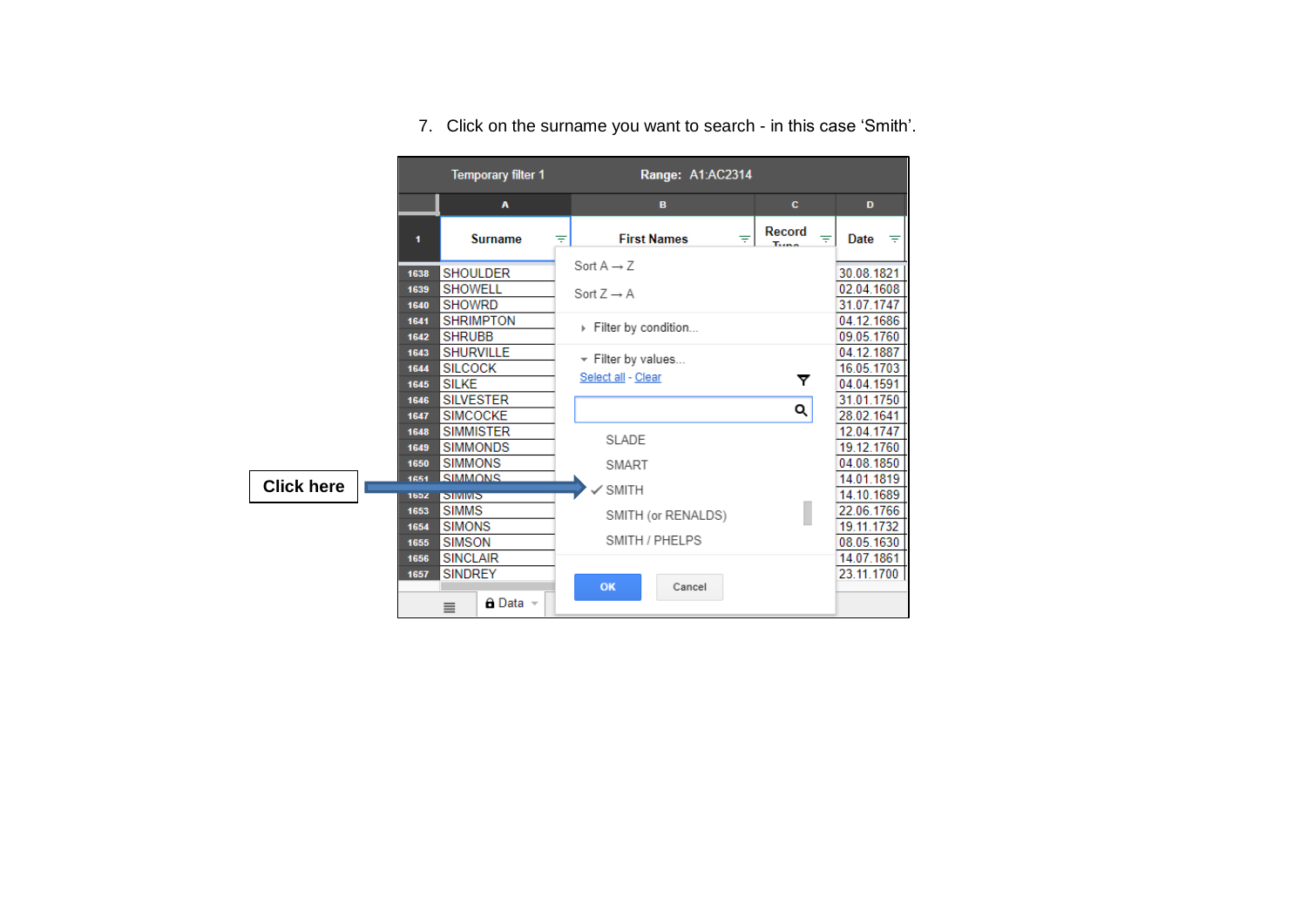7. Click on the surname you want to search - in this case 'Smith'.

Click here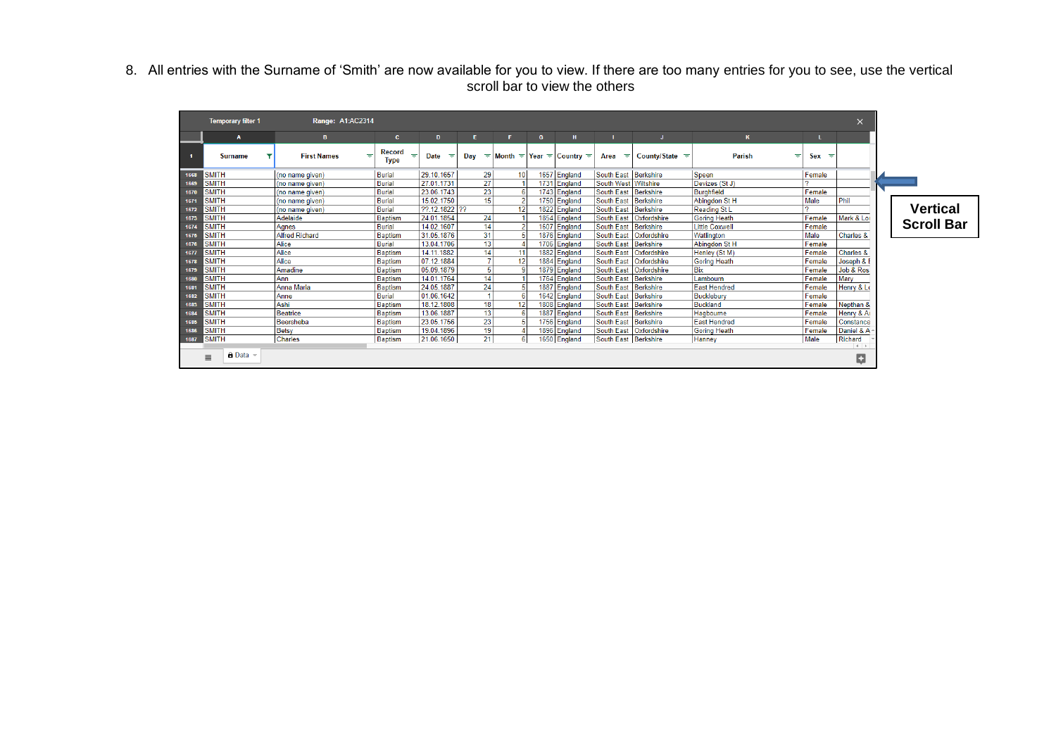8. All entries with the Surname of 'Smith' are now available for you to view. If there are too many entries for you to see, use the vertical scroll bar to view the others

Temporary filter 1 Range: A1:AC2314

| | Surname | First Names | Record Type | Date | Day | Month | Year | Country | Area | County/State | Parish | Sex | |
|---|---|---|---|---|---|---|---|---|---|---|---|---|---|
| 1668 | SMITH | (no name given) | Burial | 29.10.1657 | 29 | 10 | 1657 | England | South East | Berkshire | Speen | Female | |
| 1669 | SMITH | (no name given) | Burial | 27.01.1731 | 27 | 1 | 1731 | England | South West | Wiltshire | Devizes (St J) | ? | |
| 1670 | SMITH | (no name given) | Burial | 23.06.1743 | 23 | 6 | 1743 | England | South East | Berkshire | Burghfield | Female | |
| 1671 | SMITH | (no name given) | Burial | 15.02.1750 | 15 | 2 | 1750 | England | South East | Berkshire | Abingdon St H | Male | Phil |
| 1672 | SMITH | (no name given) | Burial | ??.12.1822 | ?? | 12 | 1822 | England | South East | Berkshire | Reading St L | ? | |
| 1673 | SMITH | Adelaide | Baptism | 24.01.1854 | 24 | 1 | 1854 | England | South East | Oxfordshire | Goring Heath | Female | Mark & Lo |
| 1674 | SMITH | Agnes | Burial | 14.02.1607 | 14 | 2 | 1607 | England | South East | Berkshire | Little Coxwell | Female | |
| 1675 | SMITH | Alfred Richard | Baptism | 31.05.1876 | 31 | 5 | 1876 | England | South East | Oxfordshire | Watlington | Male | Charles & |
| 1676 | SMITH | Alice | Burial | 13.04.1706 | 13 | 4 | 1706 | England | South East | Berkshire | Abingdon St H | Female | |
| 1677 | SMITH | Alice | Baptism | 14.11.1882 | 14 | 11 | 1882 | England | South East | Oxfordshire | Henley (St M) | Female | Charles & |
| 1678 | SMITH | Alice | Baptism | 07.12.1884 | 7 | 12 | 1884 | England | South East | Oxfordshire | Goring Heath | Female | Joseph & I |
| 1679 | SMITH | Amadine | Baptism | 05.09.1879 | 5 | 9 | 1879 | England | South East | Oxfordshire | Bix | Female | Job & Ros |
| 1680 | SMITH | Ann | Baptism | 14.01.1764 | 14 | 1 | 1764 | England | South East | Berkshire | Lambourn | Female | Mary |
| 1681 | SMITH | Anna Maria | Baptism | 24.05.1887 | 24 | 5 | 1887 | England | South East | Berkshire | East Hendred | Female | Henry & L |
| 1682 | SMITH | Anne | Burial | 01.06.1642 | 1 | 6 | 1642 | England | South East | Berkshire | Bucklebury | Female | |
| 1683 | SMITH | Ashi | Baptism | 18.12.1808 | 18 | 12 | 1808 | England | South East | Berkshire | Buckland | Female | Nepthan & |
| 1684 | SMITH | Beatrice | Baptism | 13.06.1887 | 13 | 6 | 1887 | England | South East | Berkshire | Hagbourne | Female | Henry & A |
| 1685 | SMITH | Beersheba | Baptism | 23.05.1756 | 23 | 5 | 1756 | England | South East | Berkshire | East Hendred | Female | Constance |
| 1686 | SMITH | Betsy | Baptism | 19.04.1896 | 19 | 4 | 1896 | England | South East | Oxfordshire | Goring Heath | Female | Daniel & A |
| 1687 | SMITH | Charles | Baptism | 21.06.1650 | 21 | 6 | 1650 | England | South East | Berkshire | Hanney | Male | Richard |

Data

**Vertical Scroll Bar**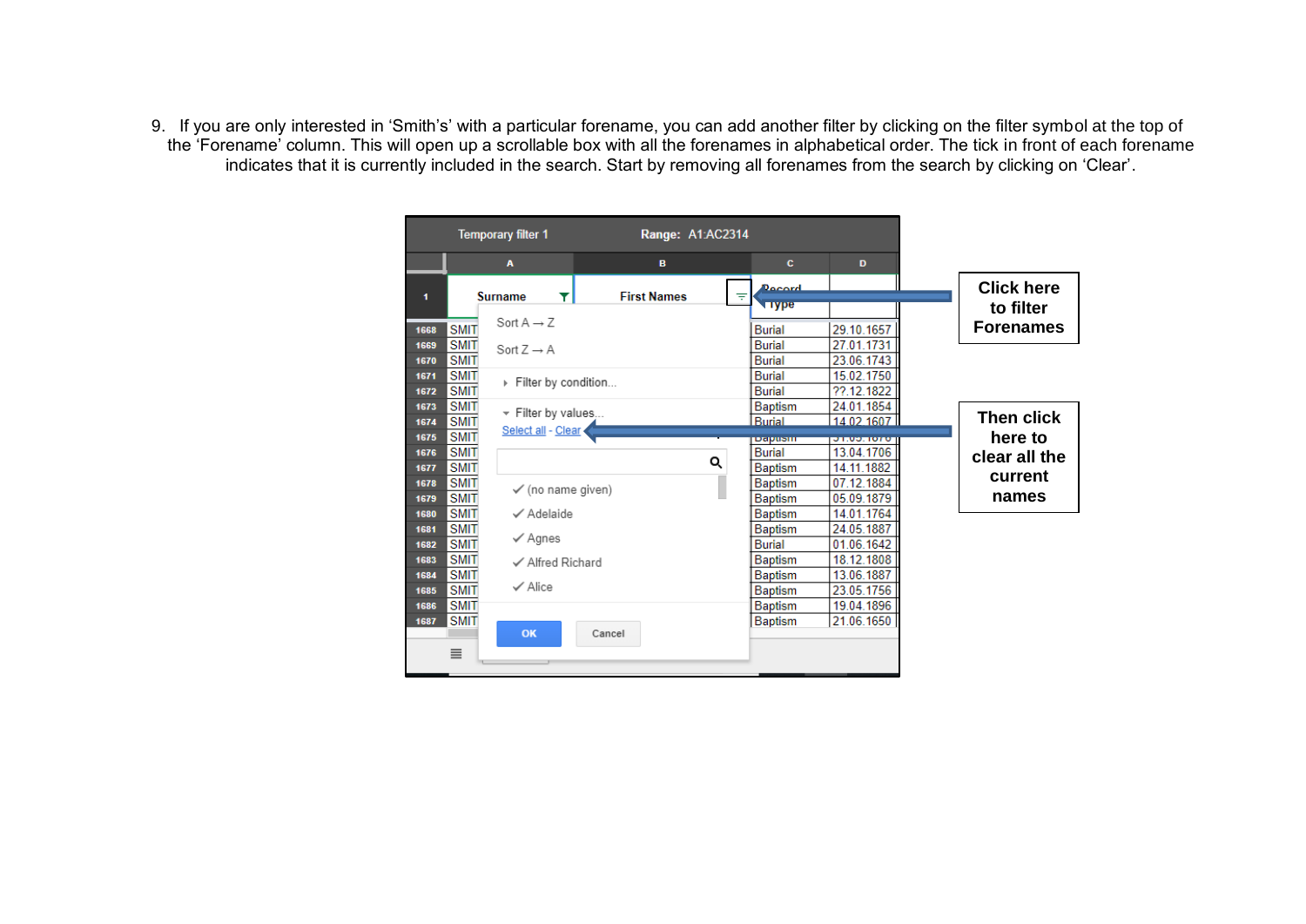9. If you are only interested in 'Smith's' with a particular forename, you can add another filter by clicking on the filter symbol at the top of the 'Forename' column. This will open up a scrollable box with all the forenames in alphabetical order. The tick in front of each forename indicates that it is currently included in the search. Start by removing all forenames from the search by clicking on 'Clear'.

**Click here to filter Forenames**

**Then click here to clear all the current names**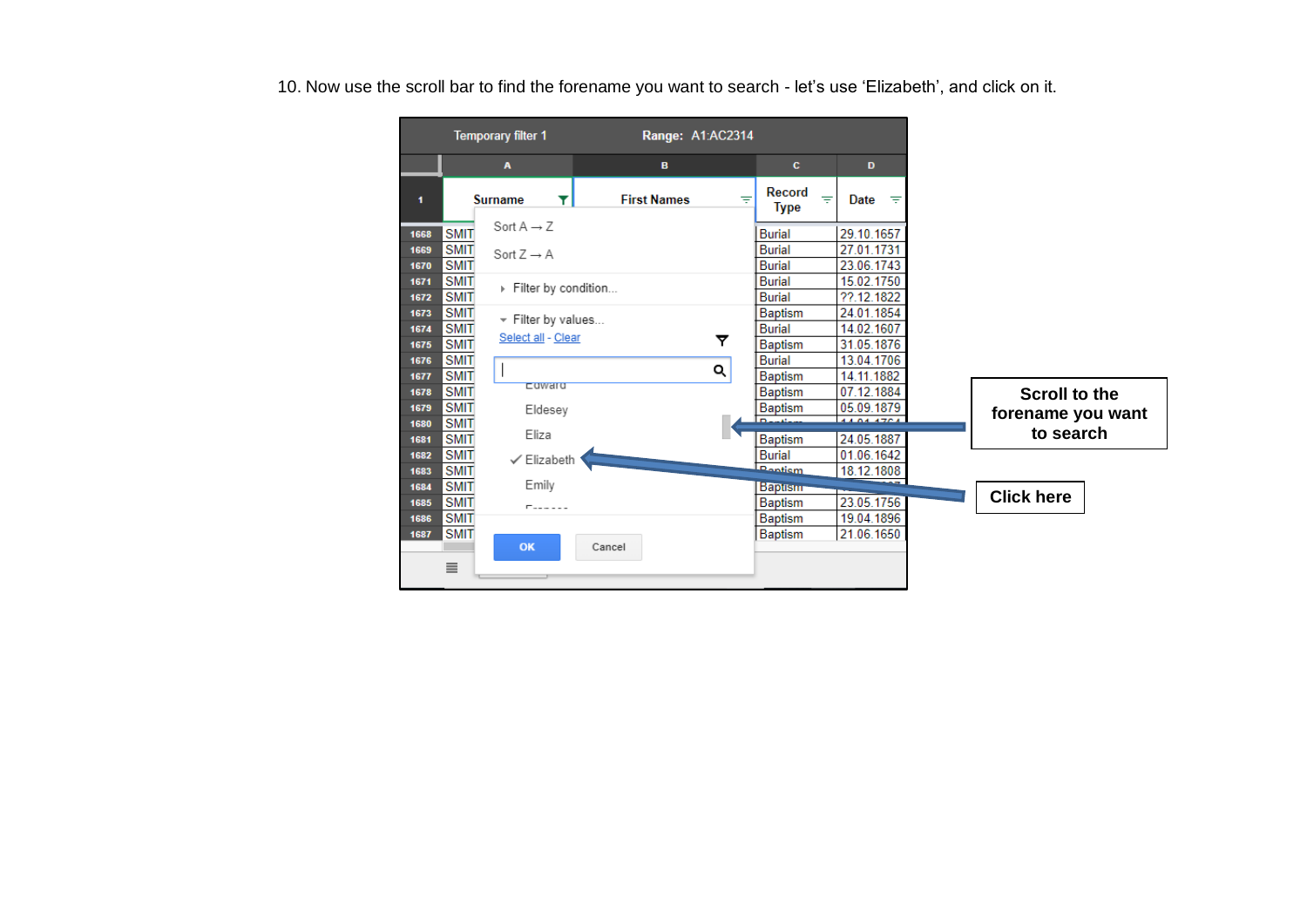10. Now use the scroll bar to find the forename you want to search - let's use 'Elizabeth', and click on it.

Scroll to the forename you want to search

Click here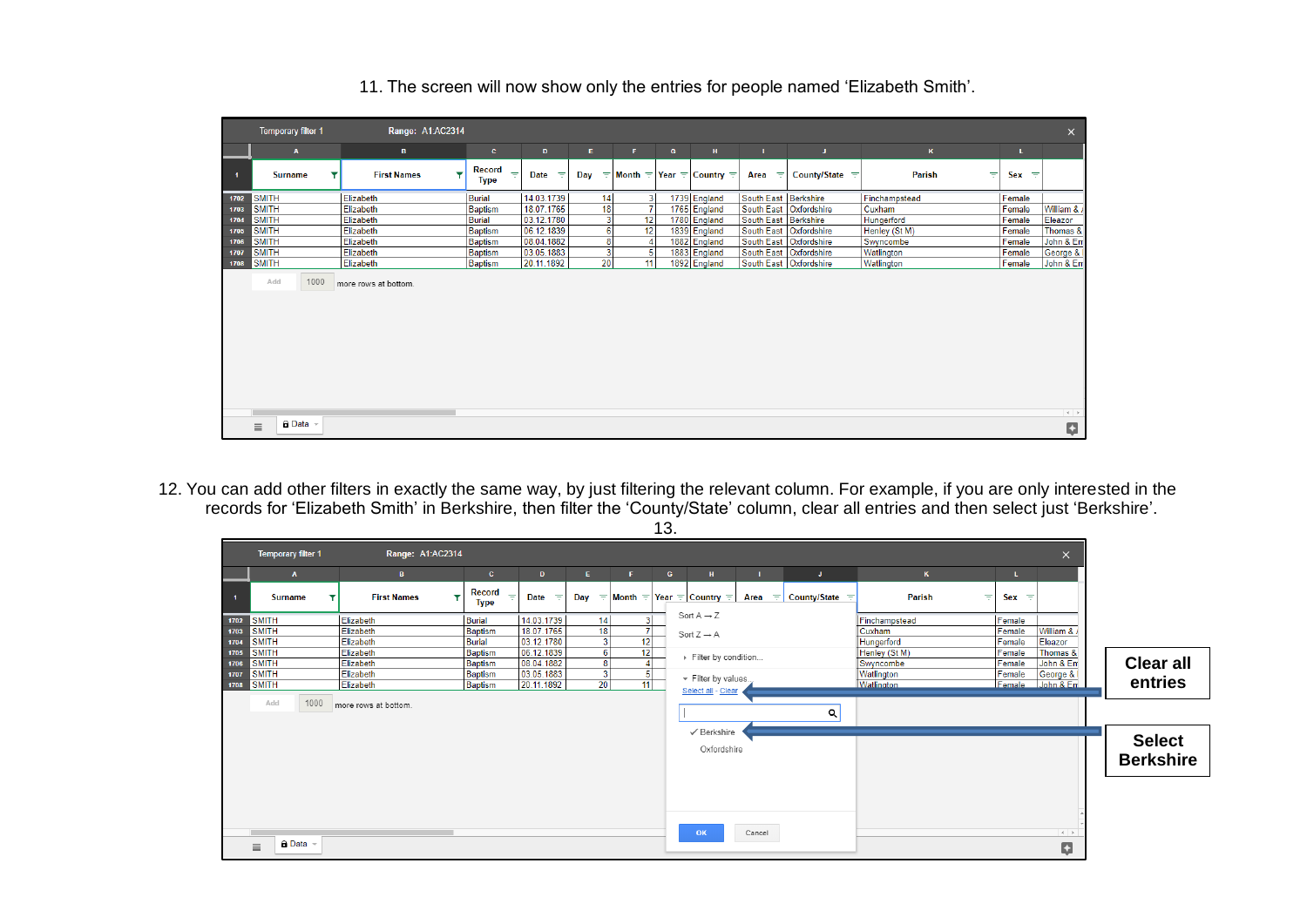11. The screen will now show only the entries for people named 'Elizabeth Smith'.

| | Surname | First Names | Record Type | Date | Day | Month | Year | Country | Area | County/State | Parish | Sex | |
|---|---|---|---|---|---|---|---|---|---|---|---|---|---|
| 1702 | SMITH | Elizabeth | Burial | 14.03.1739 | 14 | 3 | 1739 | England | South East | Berkshire | Finchampstead | Female | |
| 1703 | SMITH | Elizabeth | Baptism | 18.07.1765 | 18 | 7 | 1765 | England | South East | Oxfordshire | Cuxham | Female | William & |
| 1704 | SMITH | Elizabeth | Burial | 03.12.1780 | 3 | 12 | 1780 | England | South East | Berkshire | Hungerford | Female | Eleazor |
| 1705 | SMITH | Elizabeth | Baptism | 06.12.1839 | 6 | 12 | 1839 | England | South East | Oxfordshire | Henley (St M) | Female | Thomas & |
| 1706 | SMITH | Elizabeth | Baptism | 08.04.1882 | 8 | 4 | 1882 | England | South East | Oxfordshire | Swyncombe | Female | John & Em |
| 1707 | SMITH | Elizabeth | Baptism | 03.05.1883 | 3 | 5 | 1883 | England | South East | Oxfordshire | Watlington | Female | George & |
| 1708 | SMITH | Elizabeth | Baptism | 20.11.1892 | 20 | 11 | 1892 | England | South East | Oxfordshire | Watlington | Female | John & Em |

12. You can add other filters in exactly the same way, by just filtering the relevant column. For example, if you are only interested in the records for 'Elizabeth Smith' in Berkshire, then filter the 'County/State' column, clear all entries and then select just 'Berkshire'.

13.

**Clear all entries**

**Select Berkshire**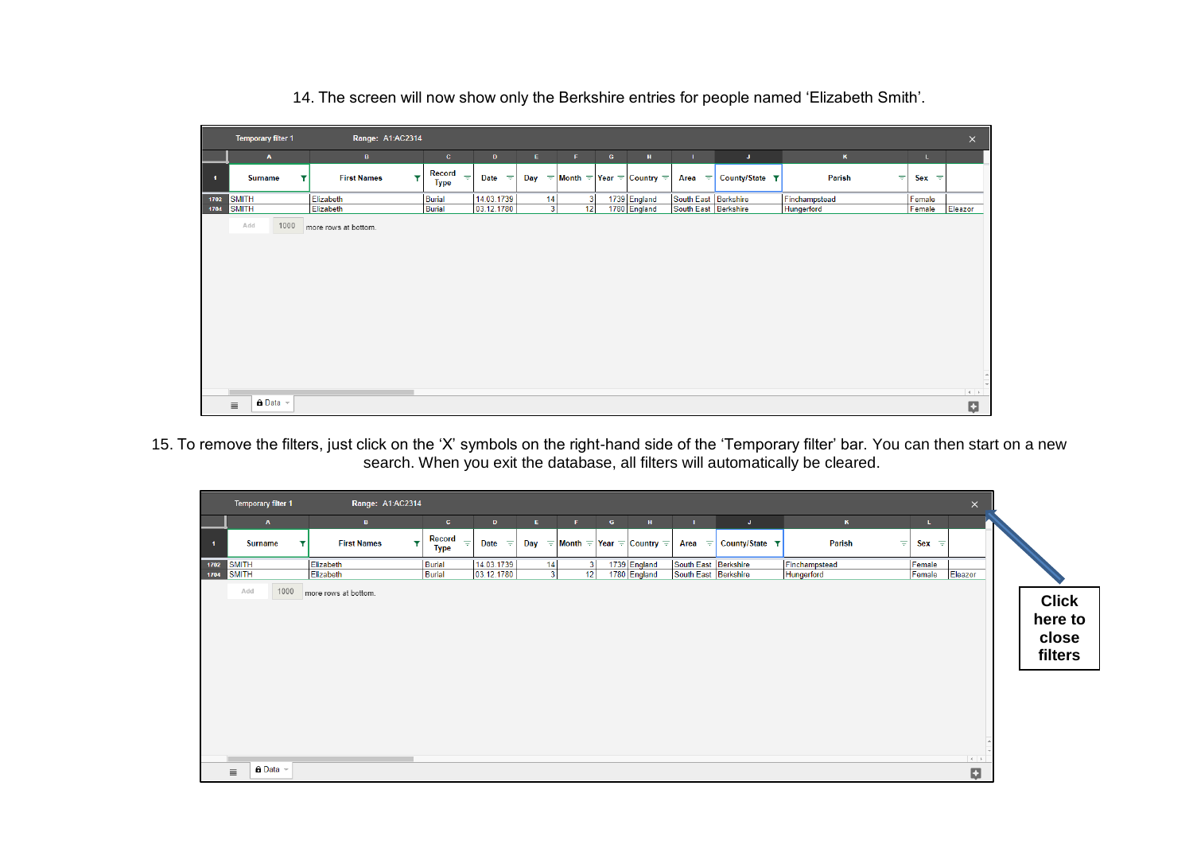14. The screen will now show only the Berkshire entries for people named 'Elizabeth Smith'.

Temporary filter 1    Range: A1:AC2314

| | Surname | First Names | Record Type | Date | Day | Month | Year | Country | Area | County/State | Parish | Sex | |
|---|---|---|---|---|---|---|---|---|---|---|---|---|---|
| 1702 | SMITH | Elizabeth | Burial | 14.03.1739 | 14 | 3 | 1739 | England | South East | Berkshire | Finchampstead | Female | |
| 1704 | SMITH | Elizabeth | Burial | 03.12.1780 | 3 | 12 | 1780 | England | South East | Berkshire | Hungerford | Female | Eleazor |

Add 1000 more rows at bottom.

Data

15. To remove the filters, just click on the 'X' symbols on the right-hand side of the 'Temporary filter' bar. You can then start on a new search. When you exit the database, all filters will automatically be cleared.

Temporary filter 1    Range: A1:AC2314

| | Surname | First Names | Record Type | Date | Day | Month | Year | Country | Area | County/State | Parish | Sex | |
|---|---|---|---|---|---|---|---|---|---|---|---|---|---|
| 1702 | SMITH | Elizabeth | Burial | 14.03.1739 | 14 | 3 | 1739 | England | South East | Berkshire | Finchampstead | Female | |
| 1704 | SMITH | Elizabeth | Burial | 03.12.1780 | 3 | 12 | 1780 | England | South East | Berkshire | Hungerford | Female | Eleazor |

Add 1000 more rows at bottom.

Data

**Click here to close filters**